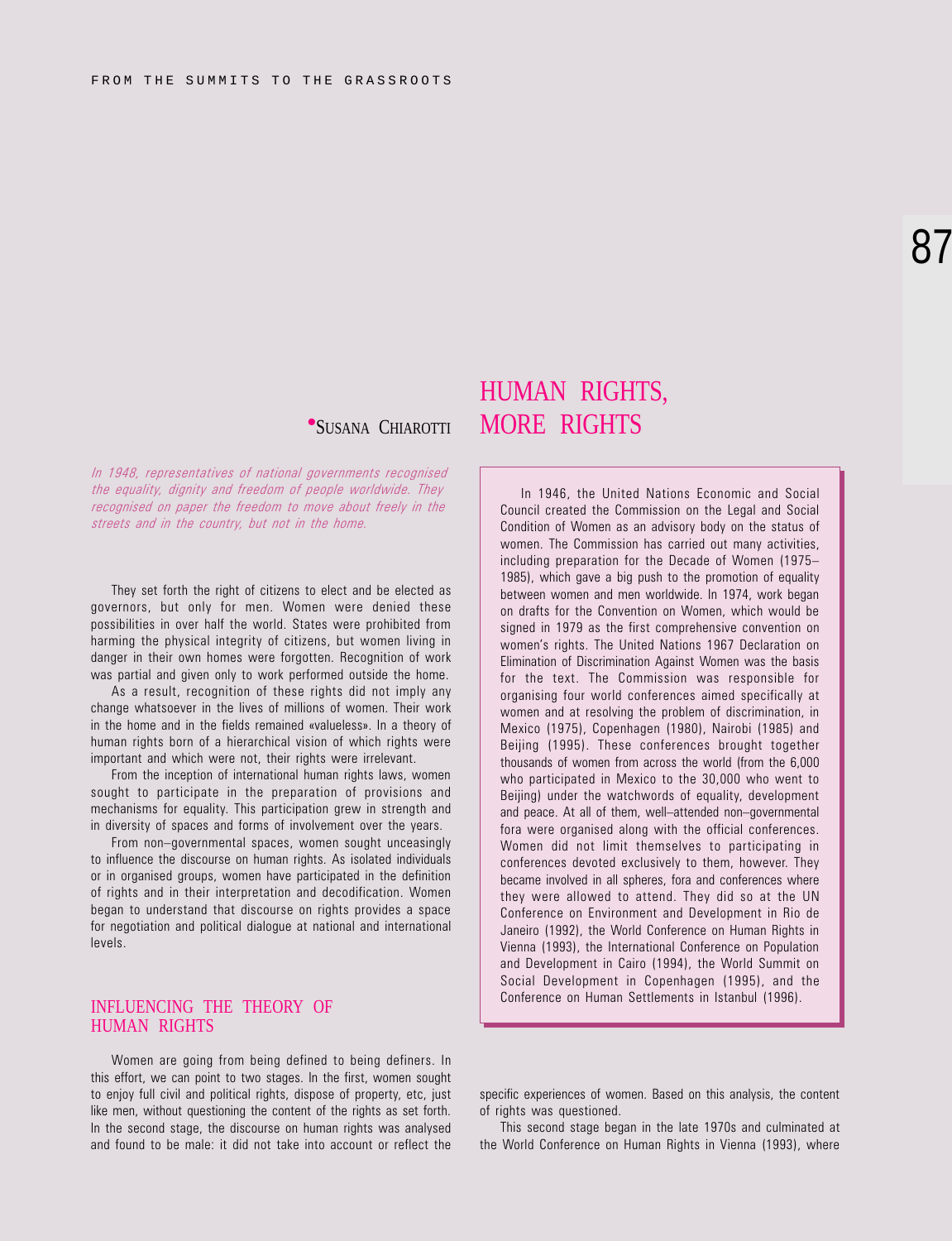# HUMAN RIGHTS, MORE RIGHTS

•SUSANA CHIAROTTI

*In 1948, representatives of national governments recognised the equality, dignity and freedom of people worldwide. They recognised on paper the freedom to move about freely in the streets and in the country, but not in the home.*

They set forth the right of citizens to elect and be elected as governors, but only for men. Women were denied these possibilities in over half the world. States were prohibited from harming the physical integrity of citizens, but women living in danger in their own homes were forgotten. Recognition of work was partial and given only to work performed outside the home.

As a result, recognition of these rights did not imply any change whatsoever in the lives of millions of women. Their work in the home and in the fields remained «valueless». In a theory of human rights born of a hierarchical vision of which rights were important and which were not, their rights were irrelevant.

From the inception of international human rights laws, women sought to participate in the preparation of provisions and mechanisms for equality. This participation grew in strength and in diversity of spaces and forms of involvement over the years.

From non–governmental spaces, women sought unceasingly to influence the discourse on human rights. As isolated individuals or in organised groups, women have participated in the definition of rights and in their interpretation and decodification. Women began to understand that discourse on rights provides a space for negotiation and political dialogue at national and international levels.

> In 1946, the United Nations Economic and Social Council created the Commission on the Legal and Social Condition of Women as an advisory body on the status of women. The Commission has carried out many activities, including preparation for the Decade of Women (1975–1985), which gave a big push to the promotion of equality between women and men worldwide. In 1974, work began on drafts for the Convention on Women, which would be signed in 1979 as the first comprehensive convention on women's rights. The United Nations 1967 Declaration on Elimination of Discrimination Against Women was the basis for the text. The Commission was responsible for organising four world conferences aimed specifically at women and at resolving the problem of discrimination, in Mexico (1975), Copenhagen (1980), Nairobi (1985) and Beijing (1995). These conferences brought together thousands of women from across the world (from the 6,000 who participated in Mexico to the 30,000 who went to Beijing) under the watchwords of equality, development and peace. At all of them, well–attended non–governmental fora were organised along with the official conferences. Women did not limit themselves to participating in conferences devoted exclusively to them, however. They became involved in all spheres, fora and conferences where they were allowed to attend. They did so at the UN Conference on Environment and Development in Rio de Janeiro (1992), the World Conference on Human Rights in Vienna (1993), the International Conference on Population and Development in Cairo (1994), the World Summit on Social Development in Copenhagen (1995), and the Conference on Human Settlements in Istanbul (1996).

## INFLUENCING THE THEORY OF HUMAN RIGHTS

Women are going from being defined to being definers. In this effort, we can point to two stages. In the first, women sought to enjoy full civil and political rights, dispose of property, etc, just like men, without questioning the content of the rights as set forth. In the second stage, the discourse on human rights was analysed and found to be male: it did not take into account or reflect the specific experiences of women. Based on this analysis, the content of rights was questioned.

This second stage began in the late 1970s and culminated at the World Conference on Human Rights in Vienna (1993), where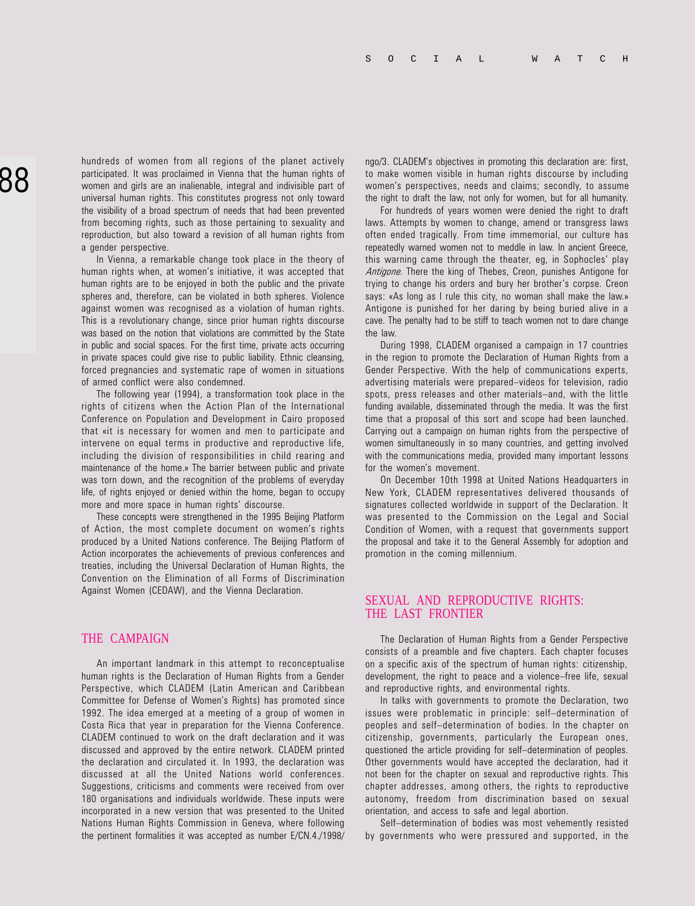hundreds of women from all regions of the planet actively participated. It was proclaimed in Vienna that the human rights of women and girls are an inalienable, integral and indivisible part of universal human rights. This constitutes progress not only toward the visibility of a broad spectrum of needs that had been prevented from becoming rights, such as those pertaining to sexuality and reproduction, but also toward a revision of all human rights from a gender perspective.

In Vienna, a remarkable change took place in the theory of human rights when, at women's initiative, it was accepted that human rights are to be enjoyed in both the public and the private spheres and, therefore, can be violated in both spheres. Violence against women was recognised as a violation of human rights. This is a revolutionary change, since prior human rights discourse was based on the notion that violations are committed by the State in public and social spaces. For the first time, private acts occurring in private spaces could give rise to public liability. Ethnic cleansing, forced pregnancies and systematic rape of women in situations of armed conflict were also condemned.

The following year (1994), a transformation took place in the rights of citizens when the Action Plan of the International Conference on Population and Development in Cairo proposed that «it is necessary for women and men to participate and intervene on equal terms in productive and reproductive life, including the division of responsibilities in child rearing and maintenance of the home.» The barrier between public and private was torn down, and the recognition of the problems of everyday life, of rights enjoyed or denied within the home, began to occupy more and more space in human rights' discourse.

These concepts were strengthened in the 1995 Beijing Platform of Action, the most complete document on women's rights produced by a United Nations conference. The Beijing Platform of Action incorporates the achievements of previous conferences and treaties, including the Universal Declaration of Human Rights, the Convention on the Elimination of all Forms of Discrimination Against Women (CEDAW), and the Vienna Declaration.

## THE CAMPAIGN

An important landmark in this attempt to reconceptualise human rights is the Declaration of Human Rights from a Gender Perspective, which CLADEM (Latin American and Caribbean Committee for Defense of Women's Rights) has promoted since 1992. The idea emerged at a meeting of a group of women in Costa Rica that year in preparation for the Vienna Conference. CLADEM continued to work on the draft declaration and it was discussed and approved by the entire network. CLADEM printed the declaration and circulated it. In 1993, the declaration was discussed at all the United Nations world conferences. Suggestions, criticisms and comments were received from over 180 organisations and individuals worldwide. These inputs were incorporated in a new version that was presented to the United Nations Human Rights Commission in Geneva, where following the pertinent formalities it was accepted as number E/CN.4./1998/ngo/3. CLADEM's objectives in promoting this declaration are: first, to make women visible in human rights discourse by including women's perspectives, needs and claims; secondly, to assume the right to draft the law, not only for women, but for all humanity.

For hundreds of years women were denied the right to draft laws. Attempts by women to change, amend or transgress laws often ended tragically. From time immemorial, our culture has repeatedly warned women not to meddle in law. In ancient Greece, this warning came through the theater, eg, in Sophocles' play *Antigone*. There the king of Thebes, Creon, punishes Antigone for trying to change his orders and bury her brother's corpse. Creon says: «As long as I rule this city, no woman shall make the law.» Antigone is punished for her daring by being buried alive in a cave. The penalty had to be stiff to teach women not to dare change the law.

During 1998, CLADEM organised a campaign in 17 countries in the region to promote the Declaration of Human Rights from a Gender Perspective. With the help of communications experts, advertising materials were prepared–videos for television, radio spots, press releases and other materials–and, with the little funding available, disseminated through the media. It was the first time that a proposal of this sort and scope had been launched. Carrying out a campaign on human rights from the perspective of women simultaneously in so many countries, and getting involved with the communications media, provided many important lessons for the women's movement.

On December 10th 1998 at United Nations Headquarters in New York, CLADEM representatives delivered thousands of signatures collected worldwide in support of the Declaration. It was presented to the Commission on the Legal and Social Condition of Women, with a request that governments support the proposal and take it to the General Assembly for adoption and promotion in the coming millennium.

## SEXUAL AND REPRODUCTIVE RIGHTS: THE LAST FRONTIER

The Declaration of Human Rights from a Gender Perspective consists of a preamble and five chapters. Each chapter focuses on a specific axis of the spectrum of human rights: citizenship, development, the right to peace and a violence–free life, sexual and reproductive rights, and environmental rights.

In talks with governments to promote the Declaration, two issues were problematic in principle: self–determination of peoples and self–determination of bodies. In the chapter on citizenship, governments, particularly the European ones, questioned the article providing for self–determination of peoples. Other governments would have accepted the declaration, had it not been for the chapter on sexual and reproductive rights. This chapter addresses, among others, the rights to reproductive autonomy, freedom from discrimination based on sexual orientation, and access to safe and legal abortion.

Self–determination of bodies was most vehemently resisted by governments who were pressured and supported, in the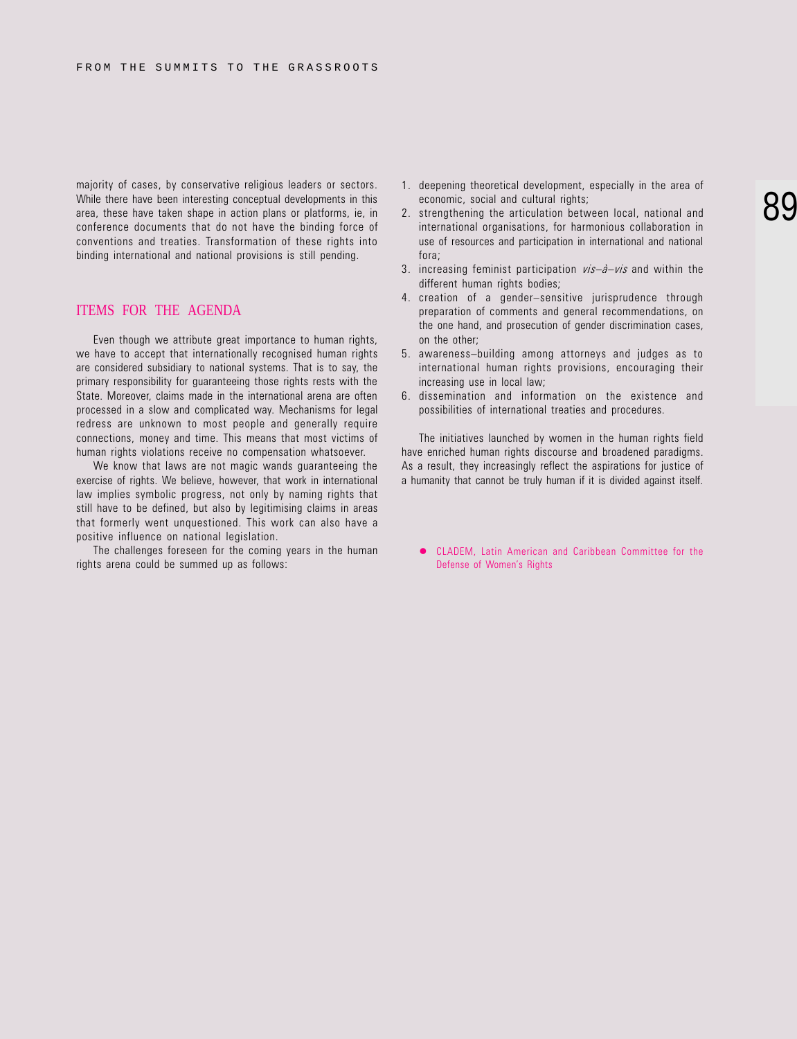majority of cases, by conservative religious leaders or sectors. While there have been interesting conceptual developments in this area, these have taken shape in action plans or platforms, ie, in conference documents that do not have the binding force of conventions and treaties. Transformation of these rights into binding international and national provisions is still pending.

## ITEMS FOR THE AGENDA

Even though we attribute great importance to human rights, we have to accept that internationally recognised human rights are considered subsidiary to national systems. That is to say, the primary responsibility for guaranteeing those rights rests with the State. Moreover, claims made in the international arena are often processed in a slow and complicated way. Mechanisms for legal redress are unknown to most people and generally require connections, money and time. This means that most victims of human rights violations receive no compensation whatsoever.

We know that laws are not magic wands guaranteeing the exercise of rights. We believe, however, that work in international law implies symbolic progress, not only by naming rights that still have to be defined, but also by legitimising claims in areas that formerly went unquestioned. This work can also have a positive influence on national legislation.

The challenges foreseen for the coming years in the human rights arena could be summed up as follows:

1. deepening theoretical development, especially in the area of economic, social and cultural rights;
2. strengthening the articulation between local, national and international organisations, for harmonious collaboration in use of resources and participation in international and national fora;
3. increasing feminist participation *vis–à–vis* and within the different human rights bodies;
4. creation of a gender–sensitive jurisprudence through preparation of comments and general recommendations, on the one hand, and prosecution of gender discrimination cases, on the other;
5. awareness–building among attorneys and judges as to international human rights provisions, encouraging their increasing use in local law;
6. dissemination and information on the existence and possibilities of international treaties and procedures.

The initiatives launched by women in the human rights field have enriched human rights discourse and broadened paradigms. As a result, they increasingly reflect the aspirations for justice of a humanity that cannot be truly human if it is divided against itself.

- CLADEM, Latin American and Caribbean Committee for the Defense of Women's Rights